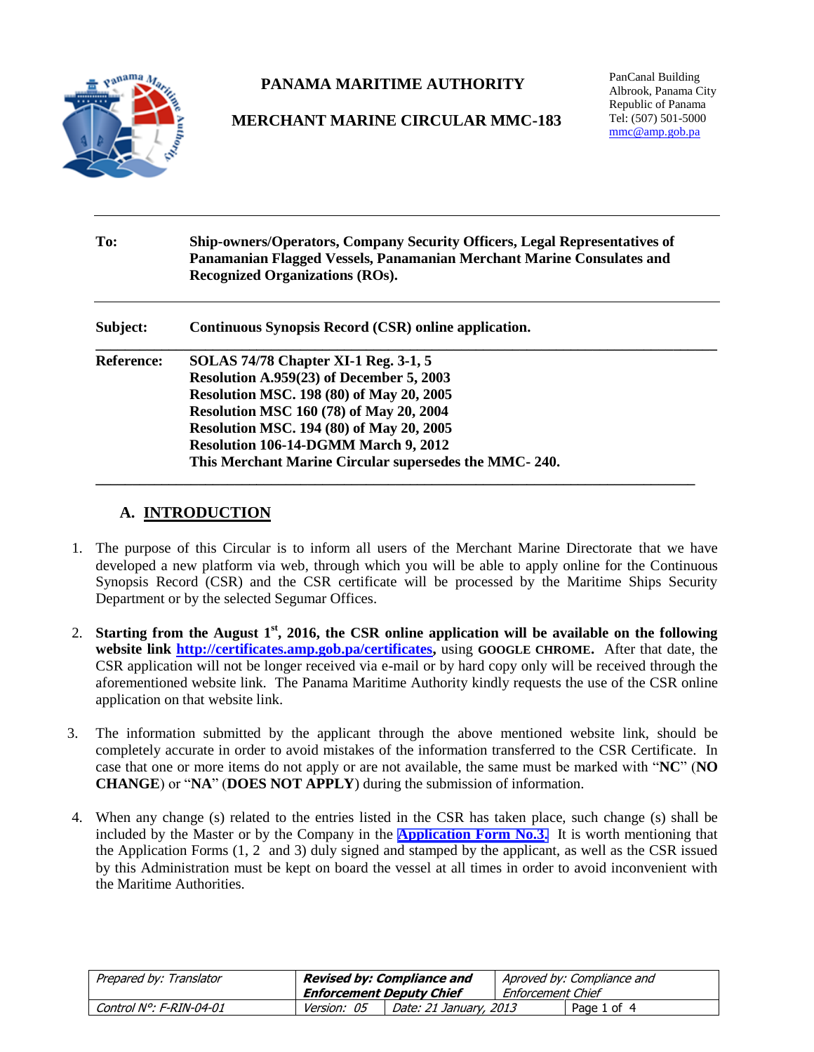# PANAMA MARITIME AUTHORITY

## MERCHANT MARINE CIRCULAR MMC-183

PanCanal Building
Albrook, Panama City
Republic of Panama
Tel: (507) 501-5000
mmc@amp.gob.pa

| | |
|---|---|
| **To:** | **Ship-owners/Operators, Company Security Officers, Legal Representatives of Panamanian Flagged Vessels, Panamanian Merchant Marine Consulates and Recognized Organizations (ROs).** |
| **Subject:** | **Continuous Synopsis Record (CSR) online application.** |
| **Reference:** | **SOLAS 74/78 Chapter XI-1 Reg. 3-1, 5**<br>**Resolution A.959(23) of December 5, 2003**<br>**Resolution MSC. 198 (80) of May 20, 2005**<br>**Resolution MSC 160 (78) of May 20, 2004**<br>**Resolution MSC. 194 (80) of May 20, 2005**<br>**Resolution 106-14-DGMM March 9, 2012**<br>**This Merchant Marine Circular supersedes the MMC- 240.** |

### A. INTRODUCTION

1. The purpose of this Circular is to inform all users of the Merchant Marine Directorate that we have developed a new platform via web, through which you will be able to apply online for the Continuous Synopsis Record (CSR) and the CSR certificate will be processed by the Maritime Ships Security Department or by the selected Segumar Offices.

2. **Starting from the August 1st, 2016, the CSR online application will be available on the following website link http://certificates.amp.gob.pa/certificates,** using **GOOGLE CHROME.** After that date, the CSR application will not be longer received via e-mail or by hard copy only will be received through the aforementioned website link. The Panama Maritime Authority kindly requests the use of the CSR online application on that website link.

3. The information submitted by the applicant through the above mentioned website link, should be completely accurate in order to avoid mistakes of the information transferred to the CSR Certificate. In case that one or more items do not apply or are not available, the same must be marked with "**NC**" (**NO CHANGE**) or "**NA**" (**DOES NOT APPLY**) during the submission of information.

4. When any change (s) related to the entries listed in the CSR has taken place, such change (s) shall be included by the Master or by the Company in the **Application Form No.3.** It is worth mentioning that the Application Forms (1, 2 and 3) duly signed and stamped by the applicant, as well as the CSR issued by this Administration must be kept on board the vessel at all times in order to avoid inconvenient with the Maritime Authorities.

| *Prepared by: Translator* | ***Revised by: Compliance and Enforcement Deputy Chief*** | | *Aproved by: Compliance and Enforcement Chief* |
|---|---|---|---|
| *Control N°: F-RIN-04-01* | *Version: 05* | *Date: 21 January, 2013* | |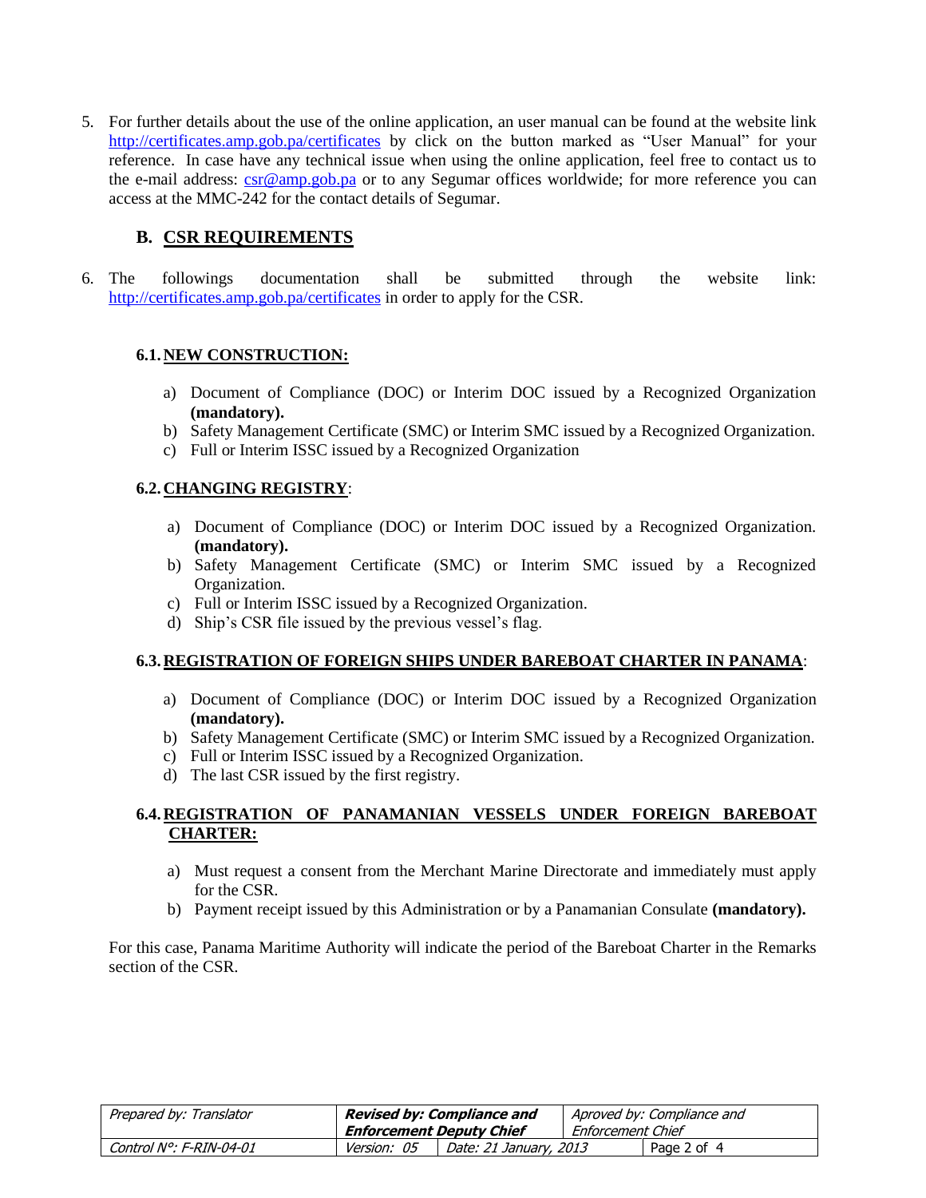5. For further details about the use of the online application, an user manual can be found at the website link http://certificates.amp.gob.pa/certificates by click on the button marked as "User Manual" for your reference. In case have any technical issue when using the online application, feel free to contact us to the e-mail address: csr@amp.gob.pa or to any Segumar offices worldwide; for more reference you can access at the MMC-242 for the contact details of Segumar.

## B. CSR REQUIREMENTS

6. The followings documentation shall be submitted through the website link: http://certificates.amp.gob.pa/certificates in order to apply for the CSR.

### 6.1. NEW CONSTRUCTION:

a) Document of Compliance (DOC) or Interim DOC issued by a Recognized Organization **(mandatory).**
b) Safety Management Certificate (SMC) or Interim SMC issued by a Recognized Organization.
c) Full or Interim ISSC issued by a Recognized Organization

### 6.2. CHANGING REGISTRY:

a) Document of Compliance (DOC) or Interim DOC issued by a Recognized Organization. **(mandatory).**
b) Safety Management Certificate (SMC) or Interim SMC issued by a Recognized Organization.
c) Full or Interim ISSC issued by a Recognized Organization.
d) Ship's CSR file issued by the previous vessel's flag.

### 6.3. REGISTRATION OF FOREIGN SHIPS UNDER BAREBOAT CHARTER IN PANAMA:

a) Document of Compliance (DOC) or Interim DOC issued by a Recognized Organization **(mandatory).**
b) Safety Management Certificate (SMC) or Interim SMC issued by a Recognized Organization.
c) Full or Interim ISSC issued by a Recognized Organization.
d) The last CSR issued by the first registry.

### 6.4. REGISTRATION OF PANAMANIAN VESSELS UNDER FOREIGN BAREBOAT CHARTER:

a) Must request a consent from the Merchant Marine Directorate and immediately must apply for the CSR.
b) Payment receipt issued by this Administration or by a Panamanian Consulate **(mandatory).**

For this case, Panama Maritime Authority will indicate the period of the Bareboat Charter in the Remarks section of the CSR.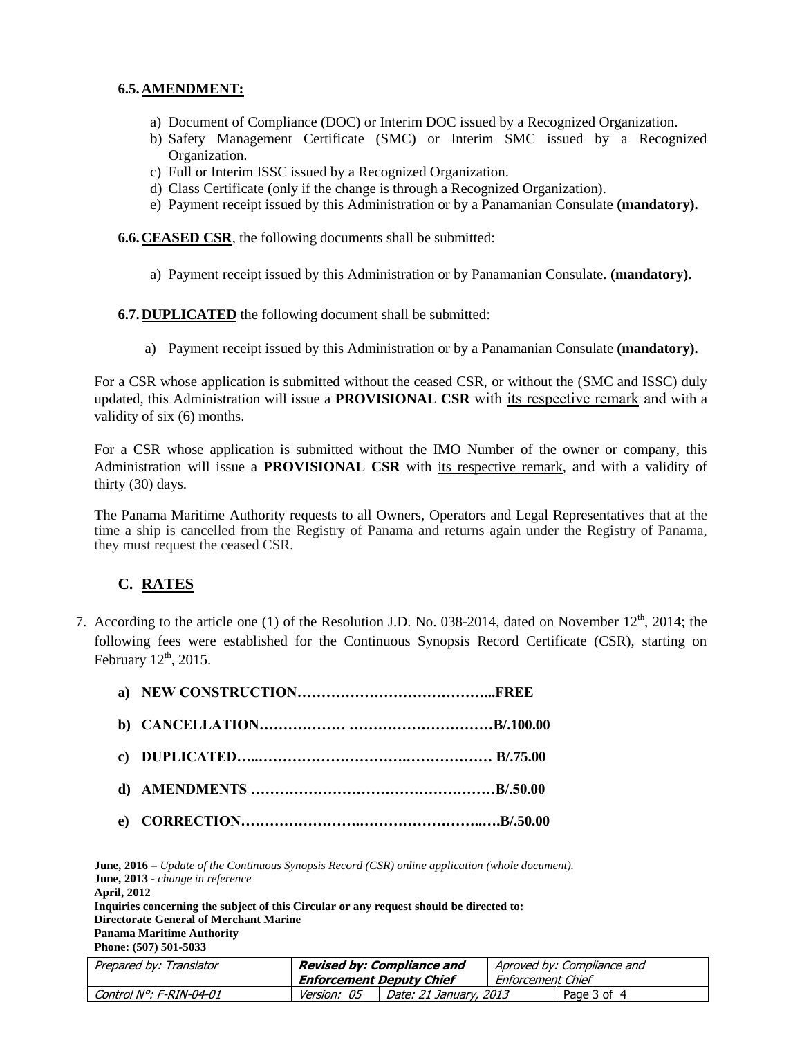**6.5. AMENDMENT:**

a) Document of Compliance (DOC) or Interim DOC issued by a Recognized Organization.
b) Safety Management Certificate (SMC) or Interim SMC issued by a Recognized Organization.
c) Full or Interim ISSC issued by a Recognized Organization.
d) Class Certificate (only if the change is through a Recognized Organization).
e) Payment receipt issued by this Administration or by a Panamanian Consulate **(mandatory).**

**6.6. CEASED CSR**, the following documents shall be submitted:

a) Payment receipt issued by this Administration or by Panamanian Consulate. **(mandatory).**

**6.7. DUPLICATED** the following document shall be submitted:

a) Payment receipt issued by this Administration or by a Panamanian Consulate **(mandatory).**

For a CSR whose application is submitted without the ceased CSR, or without the (SMC and ISSC) duly updated, this Administration will issue a **PROVISIONAL CSR** with its respective remark and with a validity of six (6) months.

For a CSR whose application is submitted without the IMO Number of the owner or company, this Administration will issue a **PROVISIONAL CSR** with its respective remark, and with a validity of thirty (30) days.

The Panama Maritime Authority requests to all Owners, Operators and Legal Representatives that at the time a ship is cancelled from the Registry of Panama and returns again under the Registry of Panama, they must request the ceased CSR.

## C. RATES

7. According to the article one (1) of the Resolution J.D. No. 038-2014, dated on November 12th, 2014; the following fees were established for the Continuous Synopsis Record Certificate (CSR), starting on February 12th, 2015.

   **a) NEW CONSTRUCTION…………………………………...FREE**

   **b) CANCELLATION……………… …………………………B/.100.00**

   **c) DUPLICATED…..………………………….……………… B/.75.00**

   **d) AMENDMENTS ……………………………………………B/.50.00**

   **e) CORRECTION…………………….……………………..….B/.50.00**

**June, 2016 –** *Update of the Continuous Synopsis Record (CSR) online application (whole document).*
**June, 2013 -** *change in reference*
**April, 2012**
**Inquiries concerning the subject of this Circular or any request should be directed to:**
**Directorate General of Merchant Marine**
**Panama Maritime Authority**
**Phone: (507) 501-5033**

| Prepared by: Translator | **Revised by: Compliance and Enforcement Deputy Chief** | | Aproved by: Compliance and Enforcement Chief |
|---|---|---|---|
| Control N°: F-RIN-04-01 | Version: 05 | Date: 21 January, 2013 | |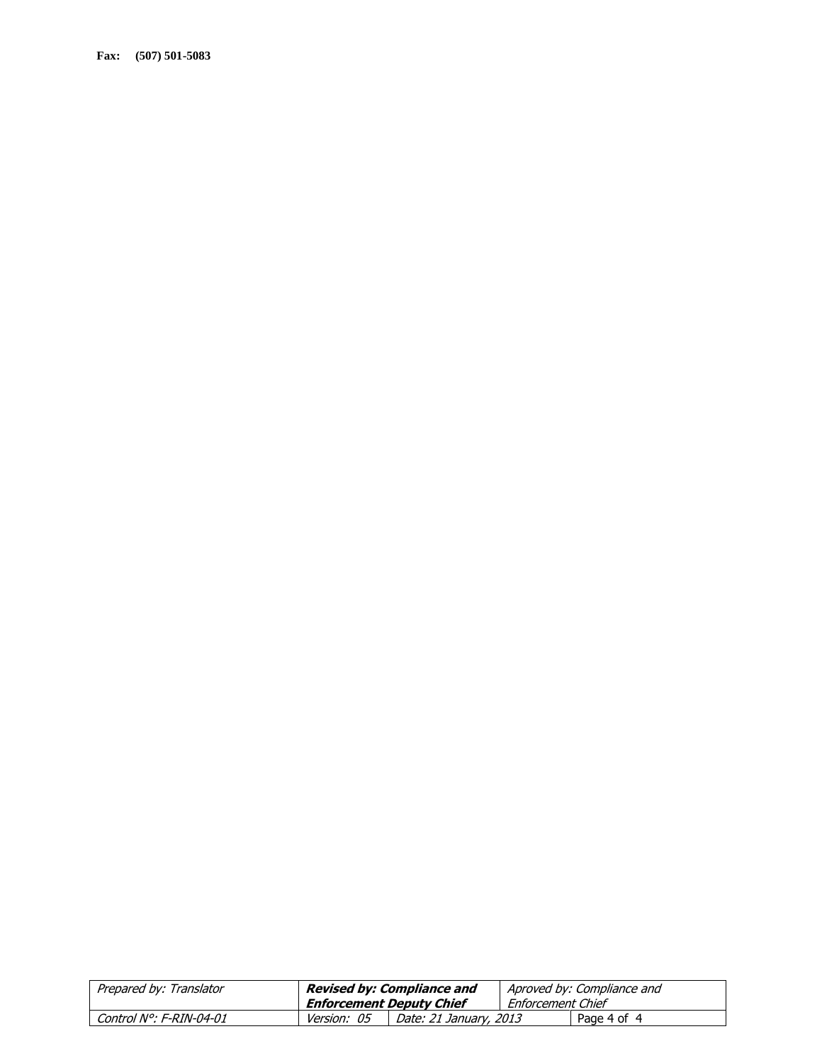**Fax: (507) 501-5083**